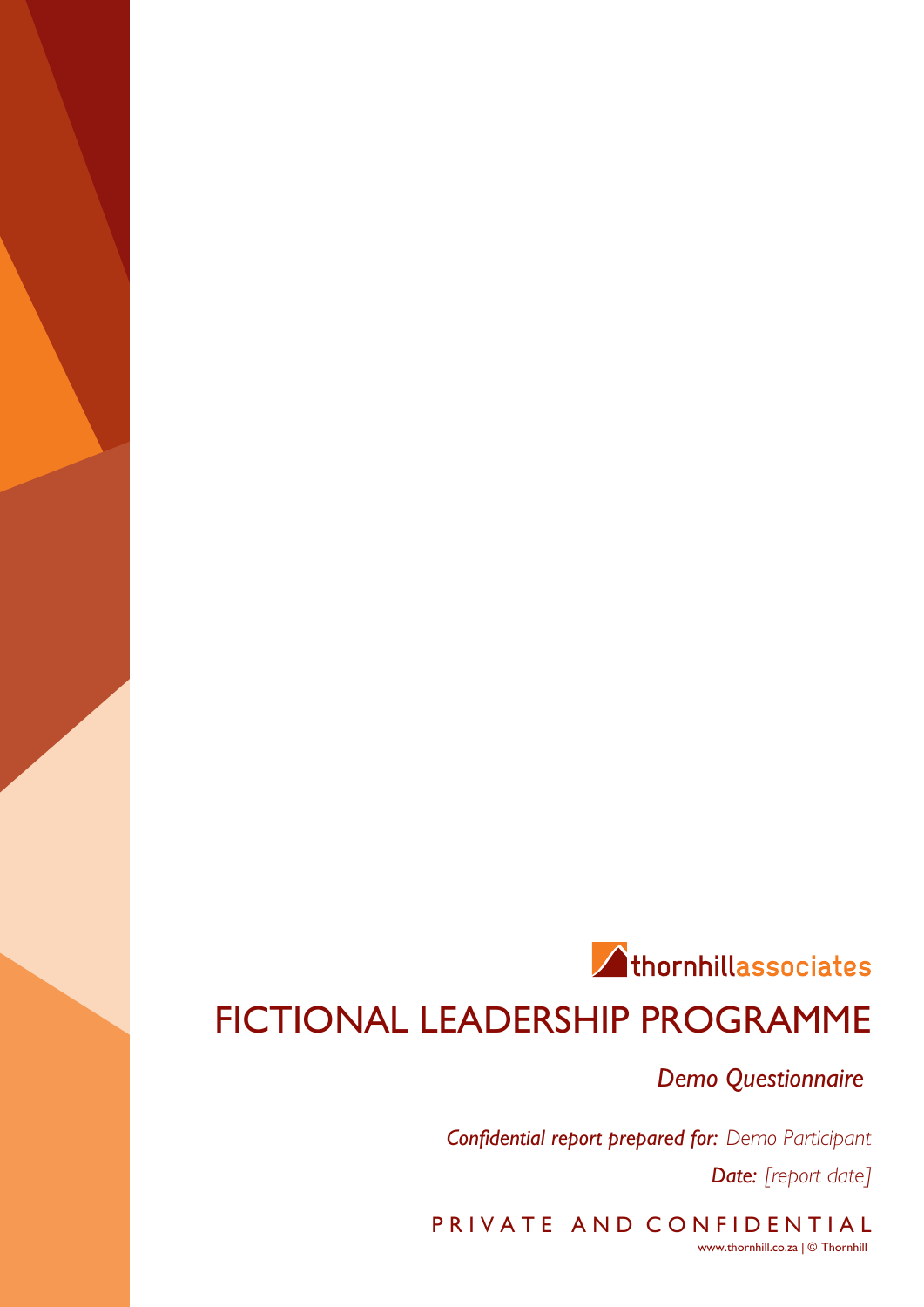thornhillassociates

# FICTIONAL LEADERSHIP PROGRAMME

*Demo Questionnaire*

***Confidential report prepared for:*** *Demo Participant*

***Date:*** *[report date]*

PRIVATE AND CONFIDENTIAL

www.thornhill.co.za | © Thornhill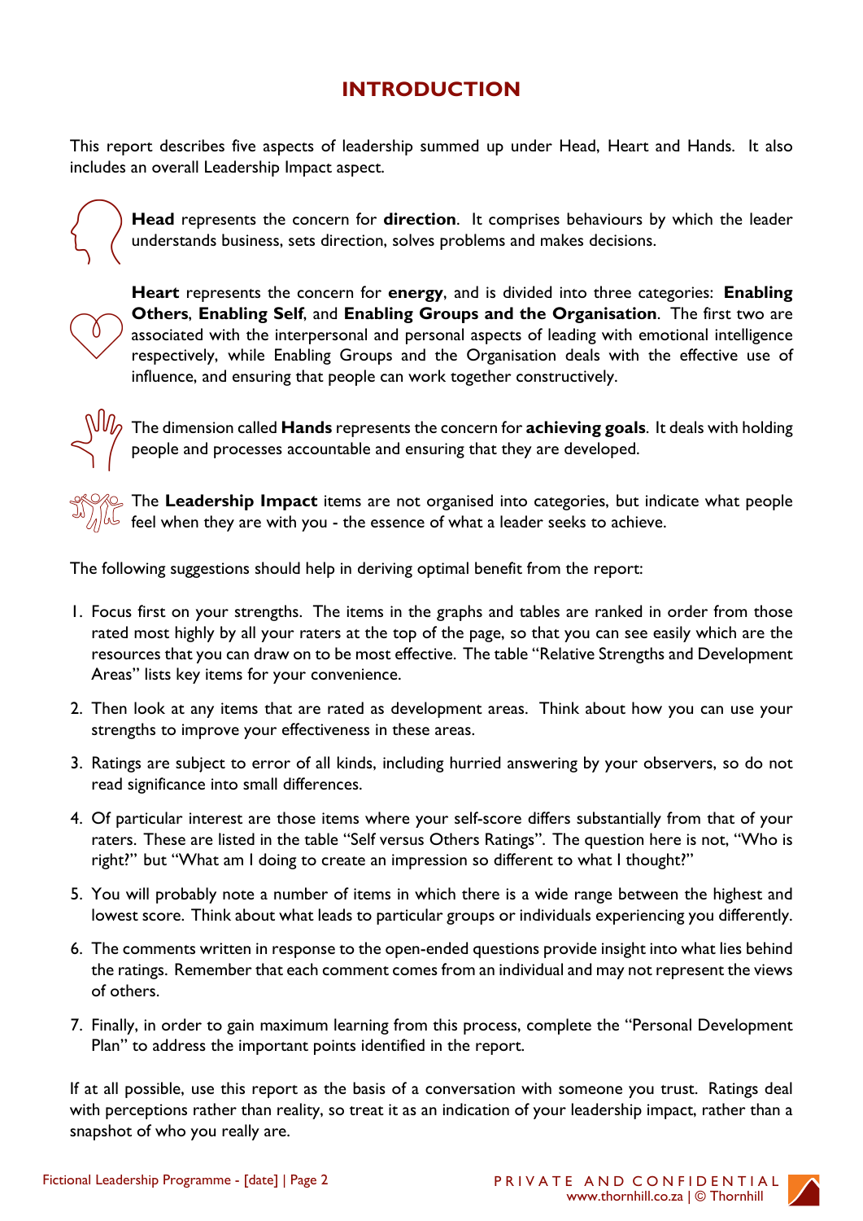# INTRODUCTION

This report describes five aspects of leadership summed up under Head, Heart and Hands. It also includes an overall Leadership Impact aspect.

**Head** represents the concern for **direction**. It comprises behaviours by which the leader understands business, sets direction, solves problems and makes decisions.

**Heart** represents the concern for **energy**, and is divided into three categories: **Enabling Others**, **Enabling Self**, and **Enabling Groups and the Organisation**. The first two are associated with the interpersonal and personal aspects of leading with emotional intelligence respectively, while Enabling Groups and the Organisation deals with the effective use of influence, and ensuring that people can work together constructively.

The dimension called **Hands** represents the concern for **achieving goals**. It deals with holding people and processes accountable and ensuring that they are developed.

The **Leadership Impact** items are not organised into categories, but indicate what people feel when they are with you - the essence of what a leader seeks to achieve.

The following suggestions should help in deriving optimal benefit from the report:

1. Focus first on your strengths. The items in the graphs and tables are ranked in order from those rated most highly by all your raters at the top of the page, so that you can see easily which are the resources that you can draw on to be most effective. The table "Relative Strengths and Development Areas" lists key items for your convenience.
2. Then look at any items that are rated as development areas. Think about how you can use your strengths to improve your effectiveness in these areas.
3. Ratings are subject to error of all kinds, including hurried answering by your observers, so do not read significance into small differences.
4. Of particular interest are those items where your self-score differs substantially from that of your raters. These are listed in the table "Self versus Others Ratings". The question here is not, "Who is right?" but "What am I doing to create an impression so different to what I thought?"
5. You will probably note a number of items in which there is a wide range between the highest and lowest score. Think about what leads to particular groups or individuals experiencing you differently.
6. The comments written in response to the open-ended questions provide insight into what lies behind the ratings. Remember that each comment comes from an individual and may not represent the views of others.
7. Finally, in order to gain maximum learning from this process, complete the "Personal Development Plan" to address the important points identified in the report.

If at all possible, use this report as the basis of a conversation with someone you trust. Ratings deal with perceptions rather than reality, so treat it as an indication of your leadership impact, rather than a snapshot of who you really are.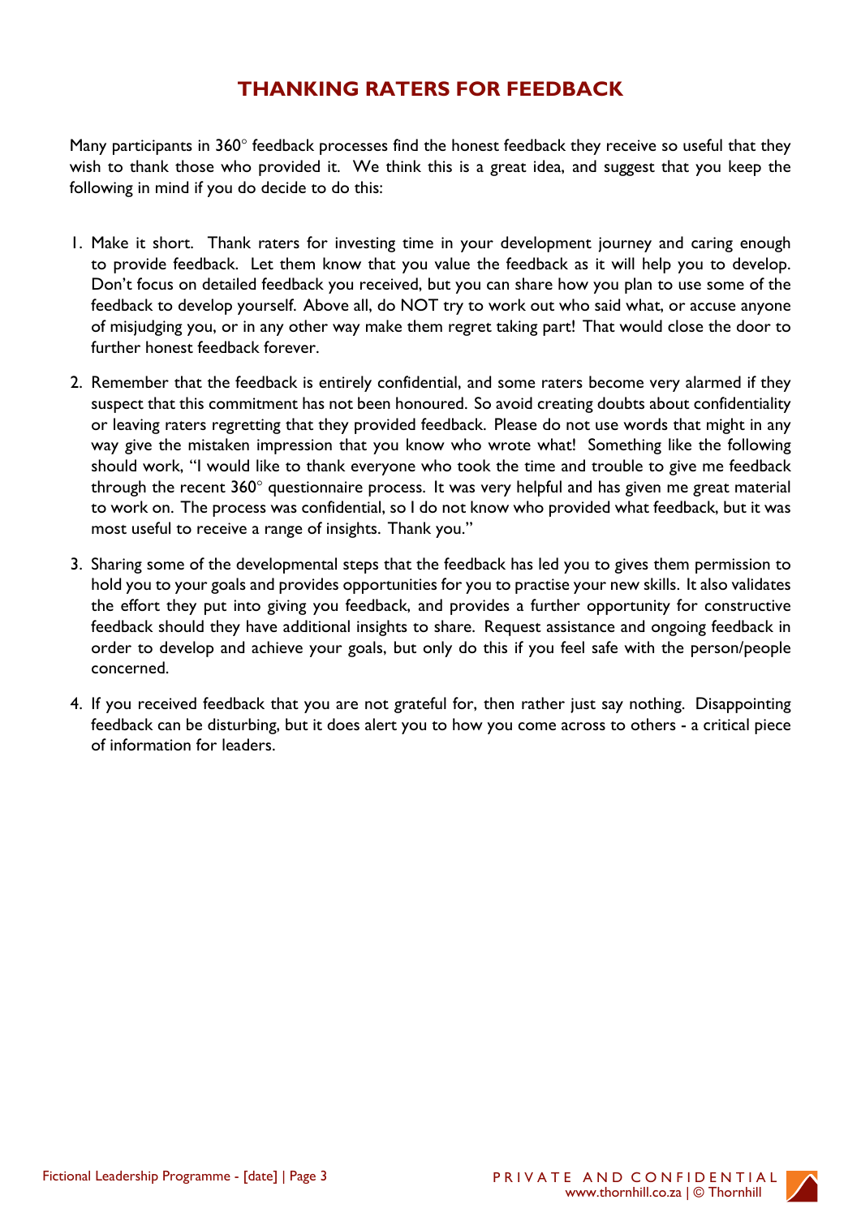# THANKING RATERS FOR FEEDBACK

Many participants in 360° feedback processes find the honest feedback they receive so useful that they wish to thank those who provided it. We think this is a great idea, and suggest that you keep the following in mind if you do decide to do this:

1. Make it short. Thank raters for investing time in your development journey and caring enough to provide feedback. Let them know that you value the feedback as it will help you to develop. Don't focus on detailed feedback you received, but you can share how you plan to use some of the feedback to develop yourself. Above all, do NOT try to work out who said what, or accuse anyone of misjudging you, or in any other way make them regret taking part! That would close the door to further honest feedback forever.

2. Remember that the feedback is entirely confidential, and some raters become very alarmed if they suspect that this commitment has not been honoured. So avoid creating doubts about confidentiality or leaving raters regretting that they provided feedback. Please do not use words that might in any way give the mistaken impression that you know who wrote what! Something like the following should work, "I would like to thank everyone who took the time and trouble to give me feedback through the recent 360° questionnaire process. It was very helpful and has given me great material to work on. The process was confidential, so I do not know who provided what feedback, but it was most useful to receive a range of insights. Thank you."

3. Sharing some of the developmental steps that the feedback has led you to gives them permission to hold you to your goals and provides opportunities for you to practise your new skills. It also validates the effort they put into giving you feedback, and provides a further opportunity for constructive feedback should they have additional insights to share. Request assistance and ongoing feedback in order to develop and achieve your goals, but only do this if you feel safe with the person/people concerned.

4. If you received feedback that you are not grateful for, then rather just say nothing. Disappointing feedback can be disturbing, but it does alert you to how you come across to others - a critical piece of information for leaders.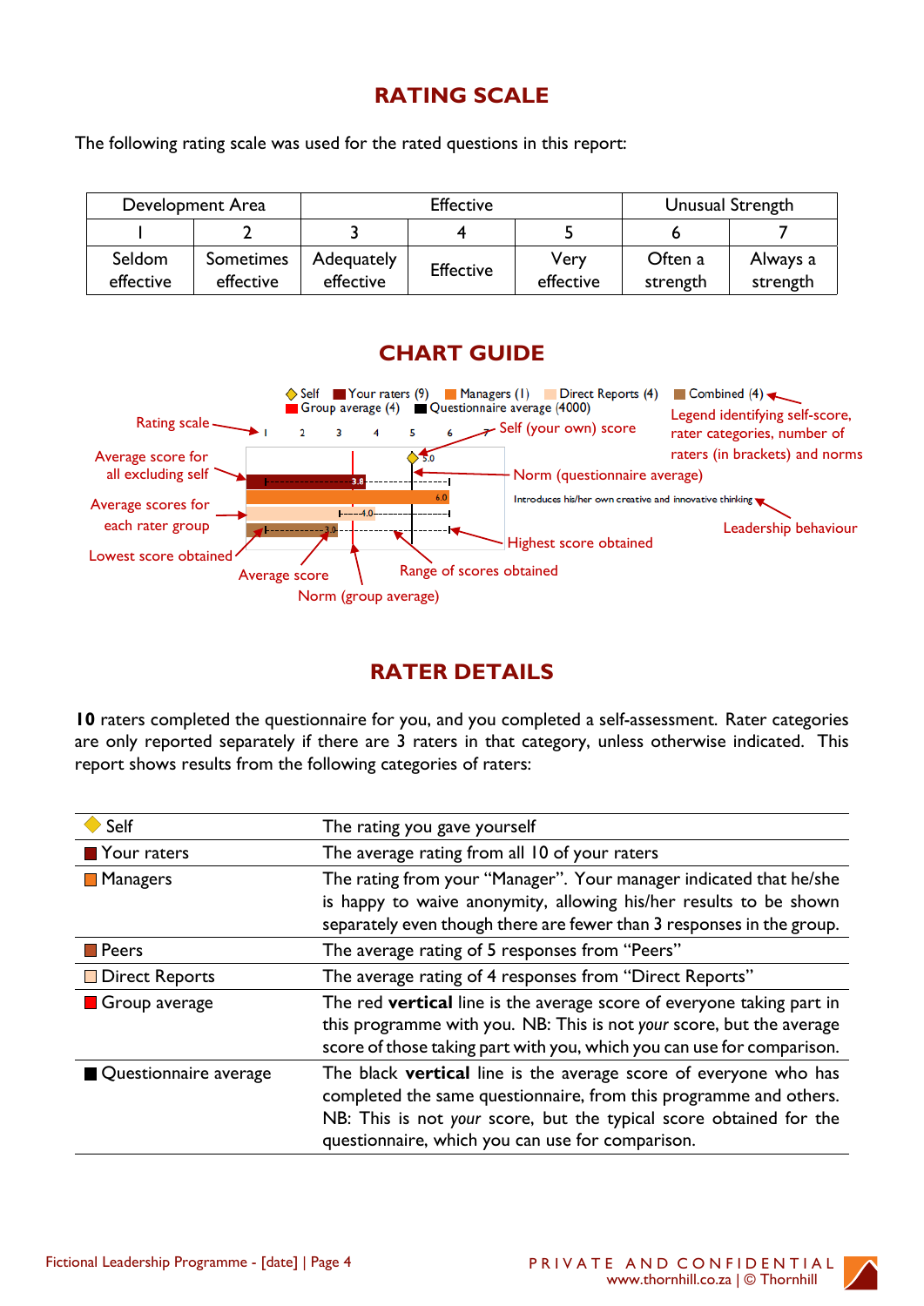## RATING SCALE

The following rating scale was used for the rated questions in this report:

| Development Area | | Effective | | | Unusual Strength | |
|---|---|---|---|---|---|---|
| 1 | 2 | 3 | 4 | 5 | 6 | 7 |
| Seldom effective | Sometimes effective | Adequately effective | Effective | Very effective | Often a strength | Always a strength |

## CHART GUIDE

◆ Self ■ Your raters (9) ■ Managers (1) ■ Direct Reports (4) ■ Combined (4)
■ Group average (4) ■ Questionnaire average (4000)

- Rating scale
- Average score for all excluding self
- Average scores for each rater group
- Lowest score obtained
- Average score
- Norm (group average)
- Range of scores obtained
- Highest score obtained
- Self (your own) score
- Norm (questionnaire average)
- Legend identifying self-score, rater categories, number of raters (in brackets) and norms
- Leadership behaviour

Introduces his/her own creative and innovative thinking

## RATER DETAILS

**10** raters completed the questionnaire for you, and you completed a self-assessment. Rater categories are only reported separately if there are 3 raters in that category, unless otherwise indicated. This report shows results from the following categories of raters:

| | |
|---|---|
| ◆ Self | The rating you gave yourself |
| ■ Your raters | The average rating from all 10 of your raters |
| ■ Managers | The rating from your "Manager". Your manager indicated that he/she is happy to waive anonymity, allowing his/her results to be shown separately even though there are fewer than 3 responses in the group. |
| ■ Peers | The average rating of 5 responses from "Peers" |
| ■ Direct Reports | The average rating of 4 responses from "Direct Reports" |
| ■ Group average | The red **vertical** line is the average score of everyone taking part in this programme with you. NB: This is not *your* score, but the average score of those taking part with you, which you can use for comparison. |
| ■ Questionnaire average | The black **vertical** line is the average score of everyone who has completed the same questionnaire, from this programme and others. NB: This is not *your* score, but the typical score obtained for the questionnaire, which you can use for comparison. |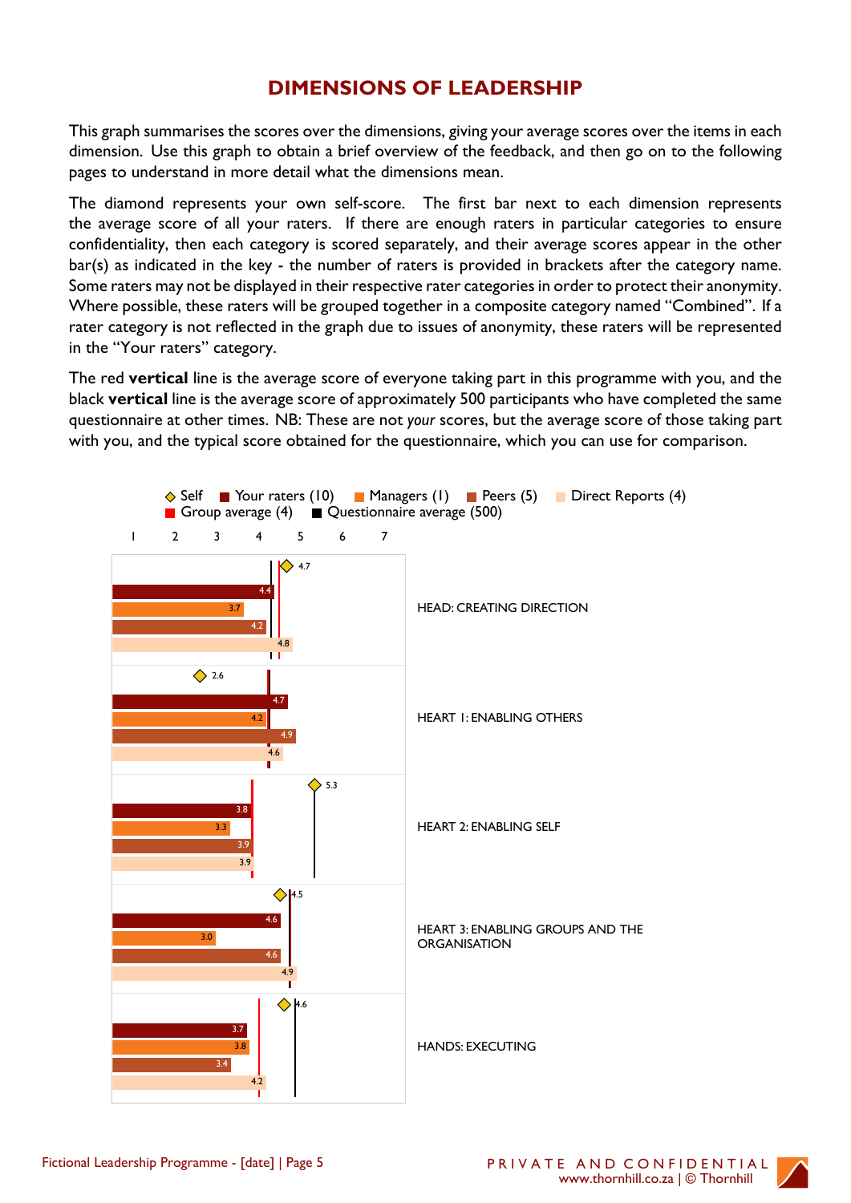# DIMENSIONS OF LEADERSHIP

This graph summarises the scores over the dimensions, giving your average scores over the items in each dimension. Use this graph to obtain a brief overview of the feedback, and then go on to the following pages to understand in more detail what the dimensions mean.

The diamond represents your own self-score. The first bar next to each dimension represents the average score of all your raters. If there are enough raters in particular categories to ensure confidentiality, then each category is scored separately, and their average scores appear in the other bar(s) as indicated in the key - the number of raters is provided in brackets after the category name. Some raters may not be displayed in their respective rater categories in order to protect their anonymity. Where possible, these raters will be grouped together in a composite category named "Combined". If a rater category is not reflected in the graph due to issues of anonymity, these raters will be represented in the "Your raters" category.

The red **vertical** line is the average score of everyone taking part in this programme with you, and the black **vertical** line is the average score of approximately 500 participants who have completed the same questionnaire at other times. NB: These are not *your* scores, but the average score of those taking part with you, and the typical score obtained for the questionnaire, which you can use for comparison.

◇ Self ■ Your raters (10) ■ Managers (1) ■ Peers (5) ■ Direct Reports (4)
■ Group average (4) ■ Questionnaire average (500)

| Dimension | Self | Your raters (10) | Managers (1) | Peers (5) | Direct Reports (4) |
|---|---|---|---|---|---|
| HEAD: CREATING DIRECTION | 4.7 | 4.4 | 3.7 | 4.2 | 4.8 |
| HEART 1: ENABLING OTHERS | 2.6 | 4.7 | 4.2 | 4.9 | 4.6 |
| HEART 2: ENABLING SELF | 5.3 | 3.8 | 3.3 | 3.9 | 3.9 |
| HEART 3: ENABLING GROUPS AND THE ORGANISATION | 4.5 | 4.6 | 3.0 | 4.6 | 4.9 |
| HANDS: EXECUTING | 4.6 | 3.7 | 3.8 | 3.4 | 4.2 |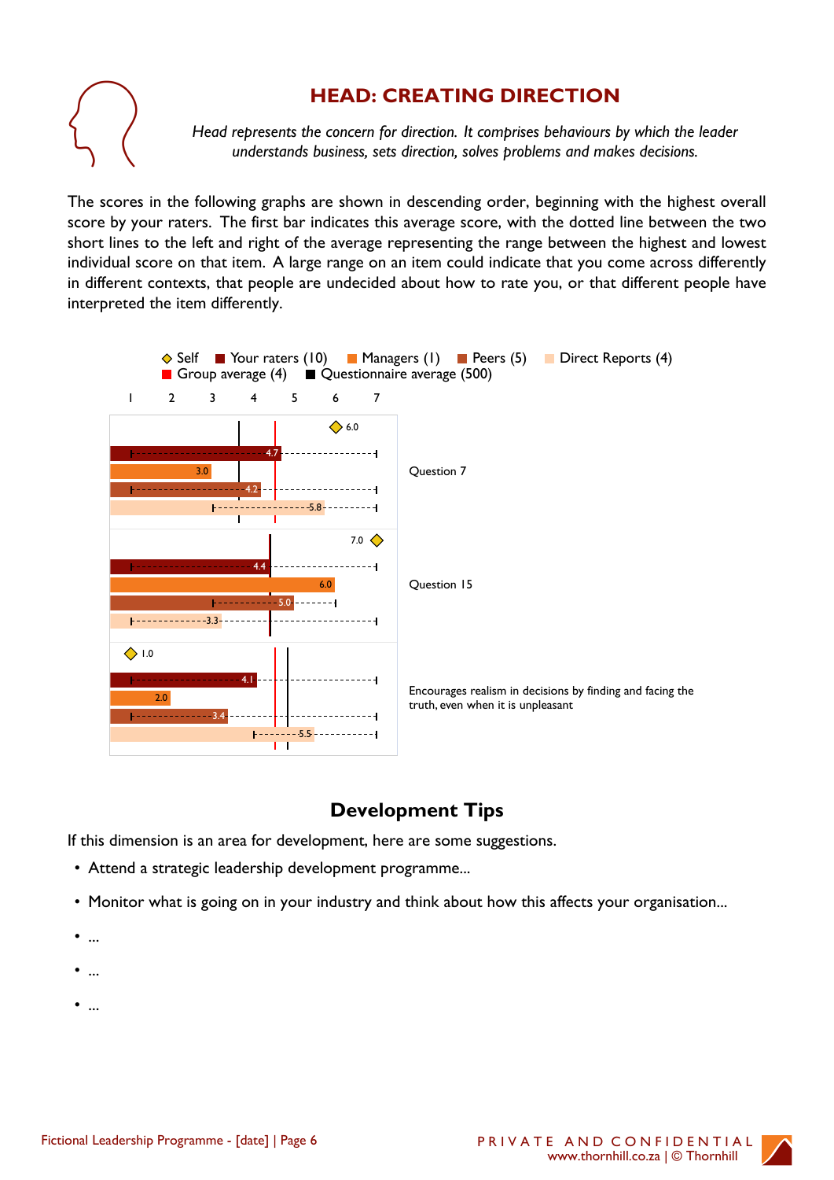## HEAD: CREATING DIRECTION

*Head represents the concern for direction. It comprises behaviours by which the leader understands business, sets direction, solves problems and makes decisions.*

The scores in the following graphs are shown in descending order, beginning with the highest overall score by your raters. The first bar indicates this average score, with the dotted line between the two short lines to the left and right of the average representing the range between the highest and lowest individual score on that item. A large range on an item could indicate that you come across differently in different contexts, that people are undecided about how to rate you, or that different people have interpreted the item differently.

◇ Self ■ Your raters (10) ■ Managers (1) ■ Peers (5) ■ Direct Reports (4)
■ Group average (4) ■ Questionnaire average (500)

| Item | Self | Your raters (10) | Managers (1) | Peers (5) | Direct Reports (4) |
|---|---|---|---|---|---|
| Question 7 | 6.0 | 4.7 | 3.0 | 4.2 | 5.8 |
| Question 15 | 7.0 | 4.4 | 6.0 | 5.0 | 3.3 |
| Encourages realism in decisions by finding and facing the truth, even when it is unpleasant | 1.0 | 4.1 | 2.0 | 3.4 | 5.5 |

## Development Tips

If this dimension is an area for development, here are some suggestions.

- Attend a strategic leadership development programme...
- Monitor what is going on in your industry and think about how this affects your organisation...
- ...
- ...
- ...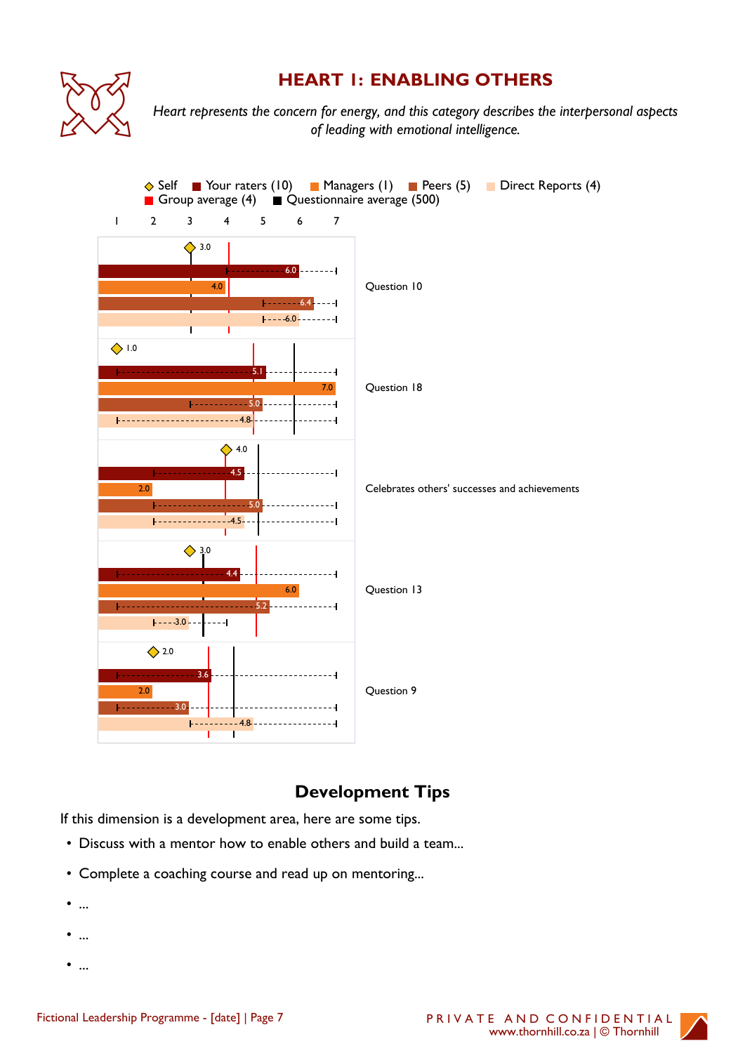# HEART 1: ENABLING OTHERS

*Heart represents the concern for energy, and this category describes the interpersonal aspects of leading with emotional intelligence.*

◇ Self ■ Your raters (10) ■ Managers (1) ■ Peers (5) ■ Direct Reports (4)
■ Group average (4) ■ Questionnaire average (500)

| Question | Self | Your raters (10) | Managers (1) | Peers (5) | Direct Reports (4) |
|---|---|---|---|---|---|
| Question 10 | 3.0 | 6.0 | 4.0 | 6.4 | 6.0 |
| Question 18 | 1.0 | 5.1 | 7.0 | 5.0 | 4.8 |
| Celebrates others' successes and achievements | 4.0 | 4.5 | 2.0 | 5.0 | 4.5 |
| Question 13 | 3.0 | 4.4 | 6.0 | 5.2 | 3.0 |
| Question 9 | 2.0 | 3.6 | 2.0 | 3.0 | 4.8 |

## Development Tips

If this dimension is a development area, here are some tips.

- Discuss with a mentor how to enable others and build a team...
- Complete a coaching course and read up on mentoring...
- ...
- ...
- ...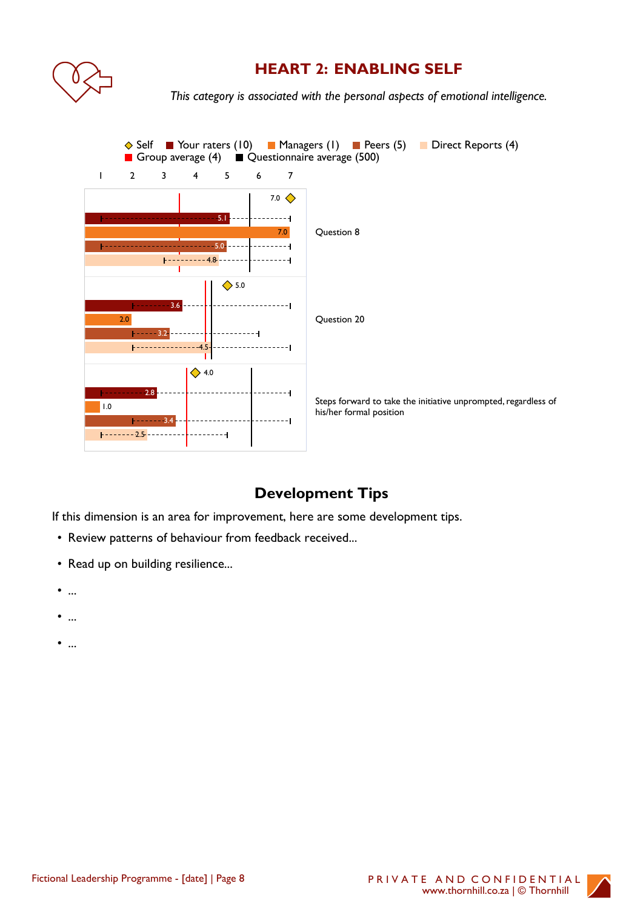# HEART 2: ENABLING SELF

*This category is associated with the personal aspects of emotional intelligence.*

◇ Self ■ Your raters (10) ■ Managers (1) ■ Peers (5) ■ Direct Reports (4)
■ Group average (4) ■ Questionnaire average (500)

| | Self | Your raters (10) | Managers (1) | Peers (5) | Direct Reports (4) |
|---|---|---|---|---|---|
| Question 8 | 7.0 | 5.1 | 7.0 | 5.0 | 4.8 |
| Question 20 | 5.0 | 3.6 | 2.0 | 3.2 | 4.5 |
| Steps forward to take the initiative unprompted, regardless of his/her formal position | 4.0 | 2.8 | 1.0 | 3.4 | 2.5 |

## Development Tips

If this dimension is an area for improvement, here are some development tips.

- Review patterns of behaviour from feedback received...
- Read up on building resilience...
- ...
- ...
- ...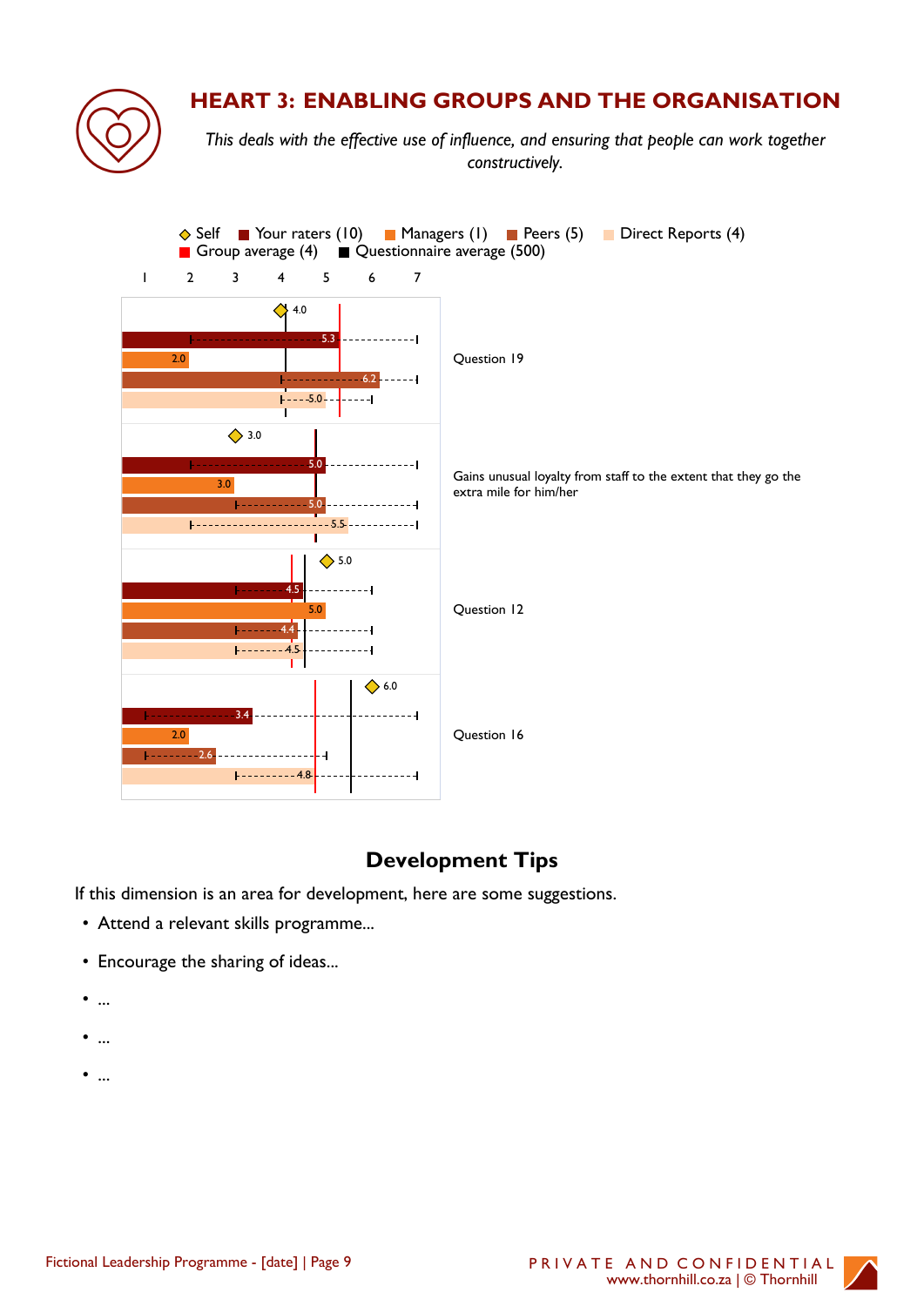## HEART 3: ENABLING GROUPS AND THE ORGANISATION

*This deals with the effective use of influence, and ensuring that people can work together constructively.*

◇ Self ■ Your raters (10) ■ Managers (1) ■ Peers (5) ■ Direct Reports (4)
■ Group average (4) ■ Questionnaire average (500)

| | Self | Your raters (10) | Managers (1) | Peers (5) | Direct Reports (4) |
|---|---|---|---|---|---|
| Question 19 | 4.0 | 5.3 | 2.0 | 6.2 | 5.0 |
| Gains unusual loyalty from staff to the extent that they go the extra mile for him/her | 3.0 | 5.0 | 3.0 | 5.0 | 5.5 |
| Question 12 | 5.0 | 4.5 | 5.0 | 4.4 | 4.5 |
| Question 16 | 6.0 | 3.4 | 2.0 | 2.6 | 4.8 |

### Development Tips

If this dimension is an area for development, here are some suggestions.

- Attend a relevant skills programme...
- Encourage the sharing of ideas...
- ...
- ...
- ...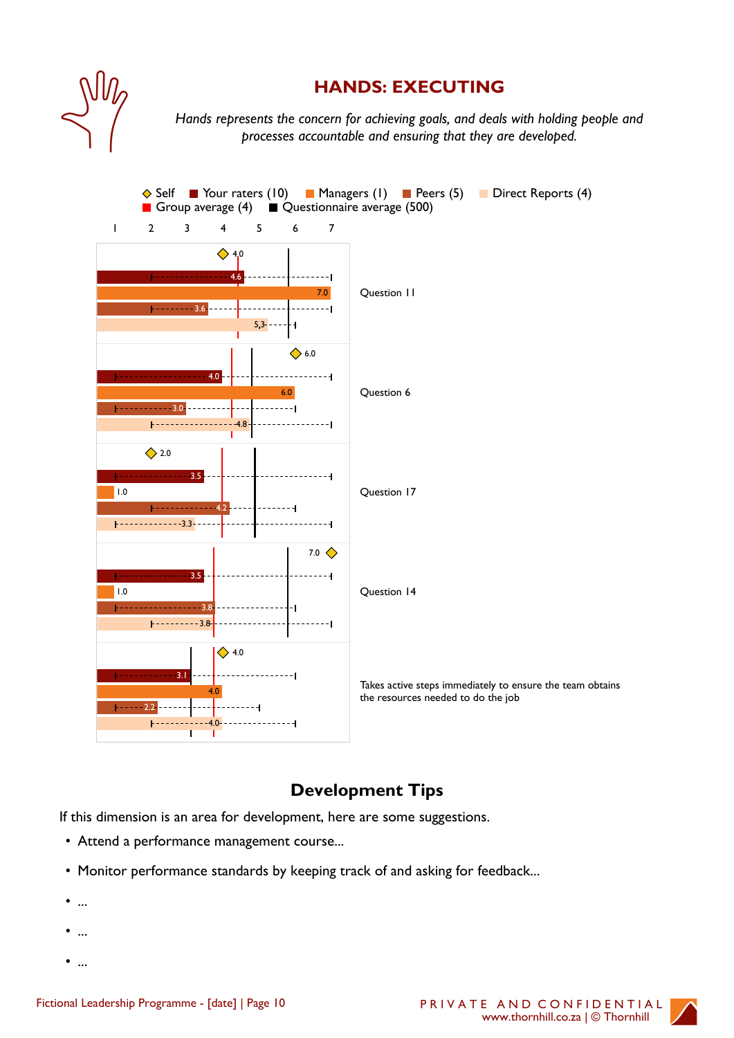## HANDS: EXECUTING

*Hands represents the concern for achieving goals, and deals with holding people and processes accountable and ensuring that they are developed.*

◇ Self ■ Your raters (10) ■ Managers (1) ■ Peers (5) ■ Direct Reports (4)
■ Group average (4) ■ Questionnaire average (500)

| Question | Self | Your raters (10) | Managers (1) | Peers (5) | Direct Reports (4) |
|---|---|---|---|---|---|
| Question 11 | 4.0 | 4.6 | 7.0 | 3.6 | 5.3 |
| Question 6 | 6.0 | 4.0 | 6.0 | 3.0 | 4.8 |
| Question 17 | 2.0 | 3.5 | 1.0 | 4.2 | 3.3 |
| Question 14 | 7.0 | 3.5 | 1.0 | 3.8 | 3.8 |
| Takes active steps immediately to ensure the team obtains the resources needed to do the job | 4.0 | 3.1 | 4.0 | 2.2 | 4.0 |

## Development Tips

If this dimension is an area for development, here are some suggestions.

- Attend a performance management course...
- Monitor performance standards by keeping track of and asking for feedback...
- ...
- ...
- ...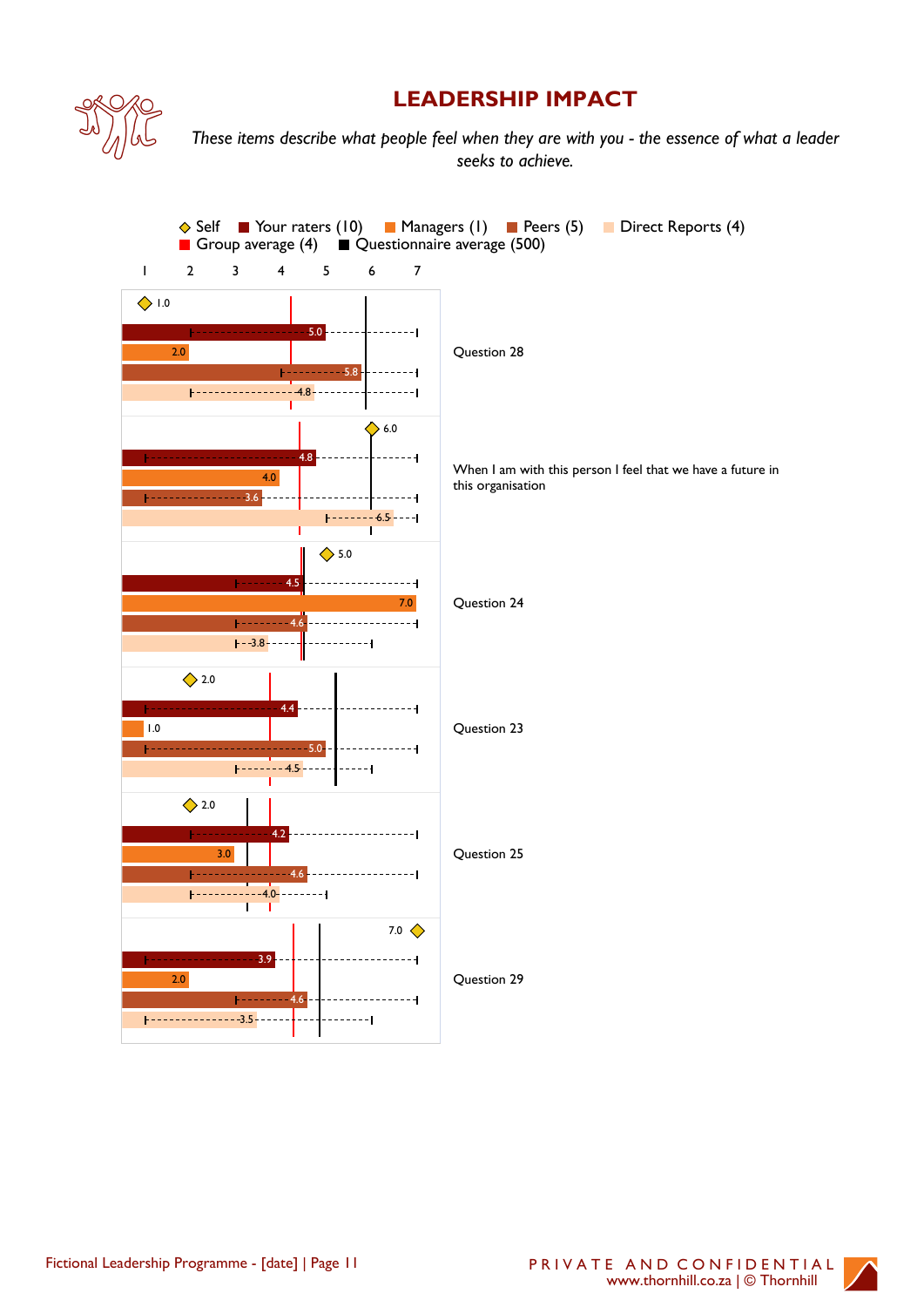# LEADERSHIP IMPACT

*These items describe what people feel when they are with you - the essence of what a leader seeks to achieve.*

◇ Self ■ Your raters (10) ■ Managers (1) ■ Peers (5) ■ Direct Reports (4)
■ Group average (4) ■ Questionnaire average (500)

| Question | Self | Your raters (10) | Managers (1) | Peers (5) | Direct Reports (4) |
|---|---|---|---|---|---|
| Question 28 | 1.0 | 5.0 | 2.0 | 5.8 | 4.8 |
| When I am with this person I feel that we have a future in this organisation | 6.0 | 4.8 | 4.0 | 3.6 | 6.5 |
| Question 24 | 5.0 | 4.5 | 7.0 | 4.6 | 3.8 |
| Question 23 | 2.0 | 4.4 | 1.0 | 5.0 | 4.5 |
| Question 25 | 2.0 | 4.2 | 3.0 | 4.6 | 4.0 |
| Question 29 | 7.0 | 3.9 | 2.0 | 4.6 | 3.5 |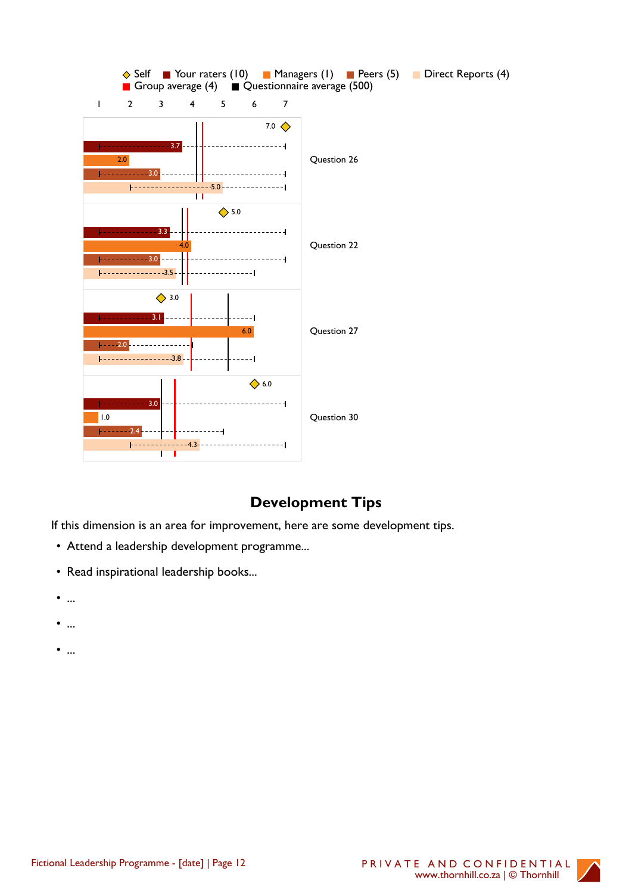◇ Self ■ Your raters (10) ■ Managers (1) ■ Peers (5) ■ Direct Reports (4)
■ Group average (4) ■ Questionnaire average (500)

| | Self | Your raters (10) | Managers (1) | Peers (5) | Direct Reports (4) |
|---|---|---|---|---|---|
| Question 26 | 7.0 | 3.7 | 2.0 | 3.0 | 5.0 |
| Question 22 | 5.0 | 3.3 | 4.0 | 3.0 | 3.5 |
| Question 27 | 3.0 | 3.1 | 6.0 | 2.0 | 3.8 |
| Question 30 | 6.0 | 3.0 | 1.0 | 2.4 | 4.3 |

## Development Tips

If this dimension is an area for improvement, here are some development tips.

- Attend a leadership development programme...
- Read inspirational leadership books...
- ...
- ...
- ...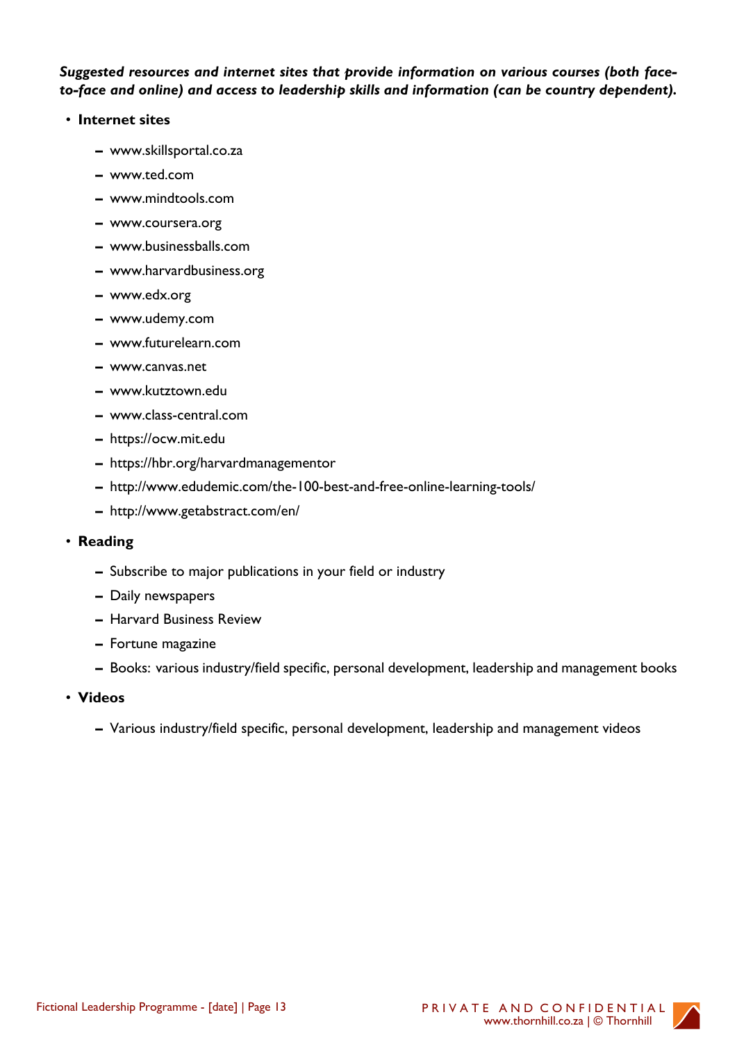***Suggested resources and internet sites that provide information on various courses (both face-to-face and online) and access to leadership skills and information (can be country dependent).***

- **Internet sites**
  - www.skillsportal.co.za
  - www.ted.com
  - www.mindtools.com
  - www.coursera.org
  - www.businessballs.com
  - www.harvardbusiness.org
  - www.edx.org
  - www.udemy.com
  - www.futurelearn.com
  - www.canvas.net
  - www.kutztown.edu
  - www.class-central.com
  - https://ocw.mit.edu
  - https://hbr.org/harvardmanagementor
  - http://www.edudemic.com/the-100-best-and-free-online-learning-tools/
  - http://www.getabstract.com/en/
- **Reading**
  - Subscribe to major publications in your field or industry
  - Daily newspapers
  - Harvard Business Review
  - Fortune magazine
  - Books: various industry/field specific, personal development, leadership and management books
- **Videos**
  - Various industry/field specific, personal development, leadership and management videos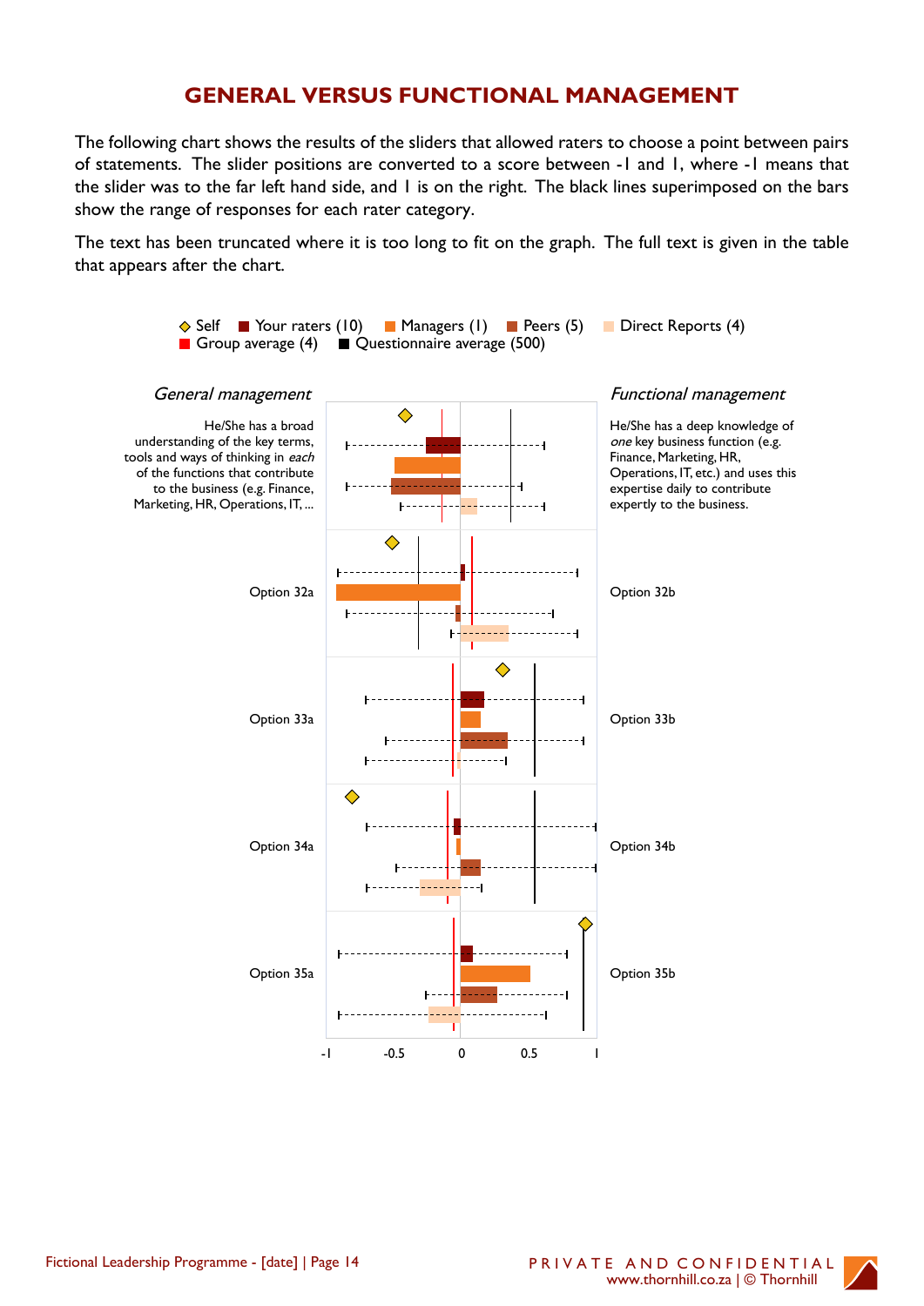# GENERAL VERSUS FUNCTIONAL MANAGEMENT

The following chart shows the results of the sliders that allowed raters to choose a point between pairs of statements. The slider positions are converted to a score between -1 and 1, where -1 means that the slider was to the far left hand side, and 1 is on the right. The black lines superimposed on the bars show the range of responses for each rater category.

The text has been truncated where it is too long to fit on the graph. The full text is given in the table that appears after the chart.

◇ Self ■ Your raters (10) ■ Managers (1) ■ Peers (5) ■ Direct Reports (4)
■ Group average (4) ■ Questionnaire average (500)

| *General management* | *Functional management* |
|---|---|
| He/She has a broad understanding of the key terms, tools and ways of thinking in *each* of the functions that contribute to the business (e.g. Finance, Marketing, HR, Operations, IT, ... | He/She has a deep knowledge of *one* key business function (e.g. Finance, Marketing, HR, Operations, IT, etc.) and uses this expertise daily to contribute expertly to the business. |
| Option 32a | Option 32b |
| Option 33a | Option 33b |
| Option 34a | Option 34b |
| Option 35a | Option 35b |

-1 -0.5 0 0.5 1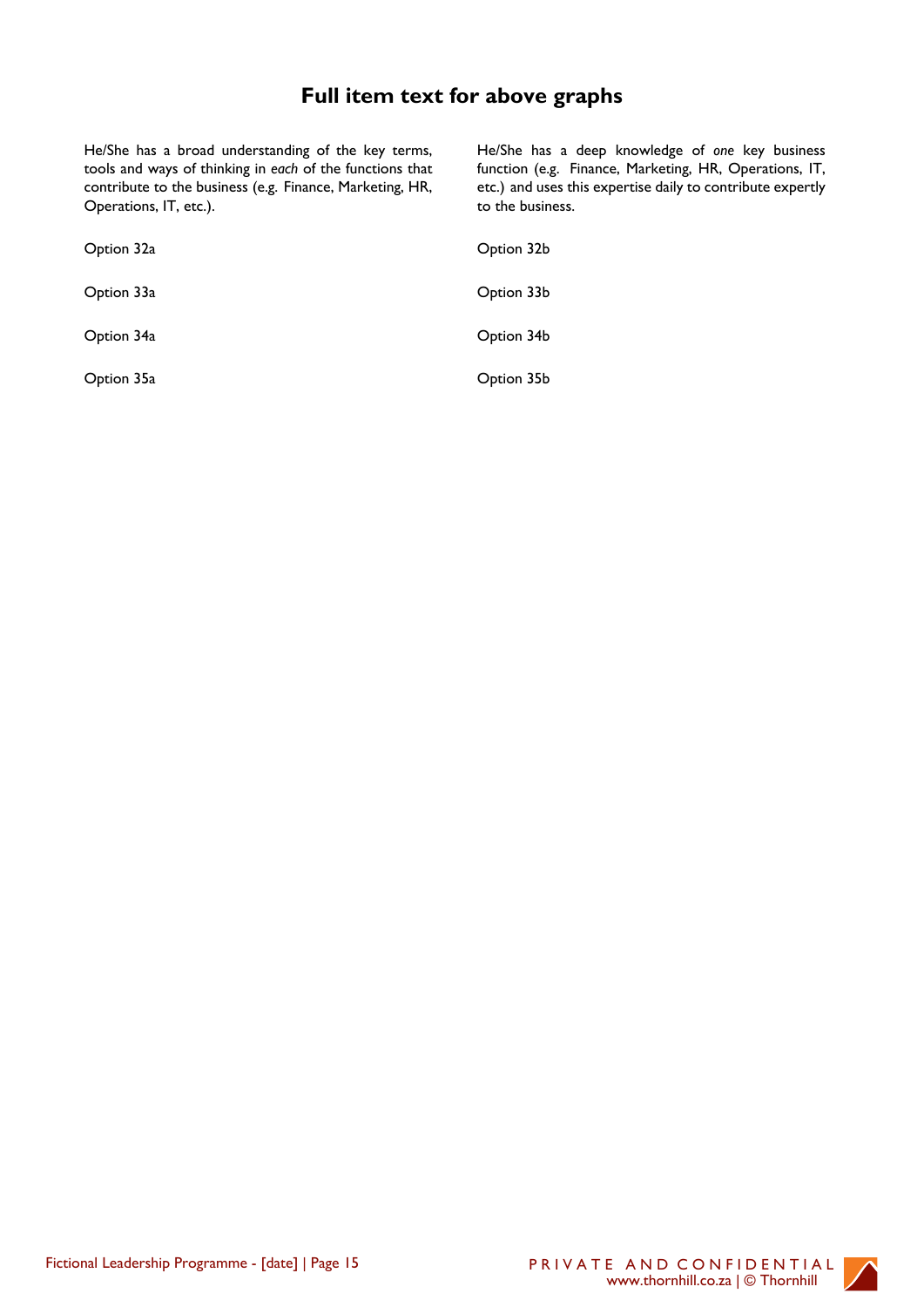# Full item text for above graphs

| | |
|---|---|
| He/She has a broad understanding of the key terms, tools and ways of thinking in *each* of the functions that contribute to the business (e.g. Finance, Marketing, HR, Operations, IT, etc.). | He/She has a deep knowledge of *one* key business function (e.g. Finance, Marketing, HR, Operations, IT, etc.) and uses this expertise daily to contribute expertly to the business. |
| Option 32a | Option 32b |
| Option 33a | Option 33b |
| Option 34a | Option 34b |
| Option 35a | Option 35b |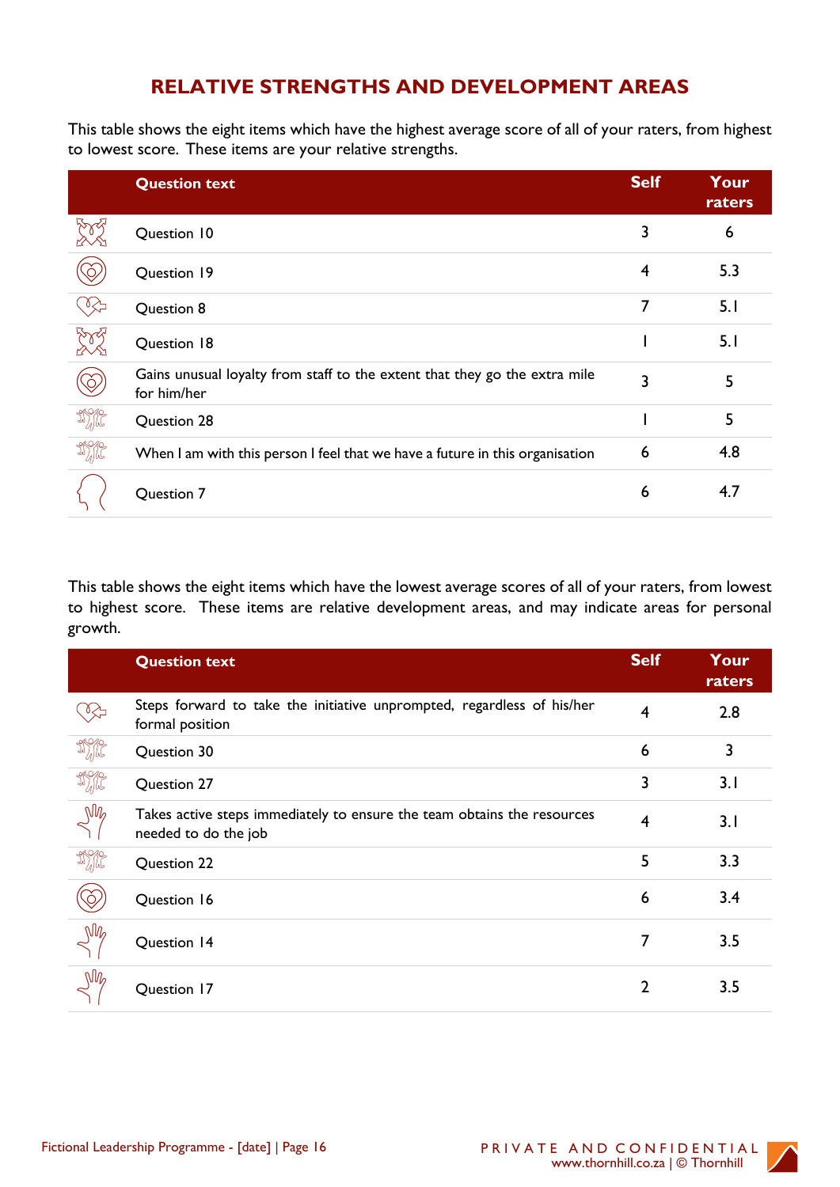# RELATIVE STRENGTHS AND DEVELOPMENT AREAS

This table shows the eight items which have the highest average score of all of your raters, from highest to lowest score. These items are your relative strengths.

| | Question text | Self | Your raters |
|---|---|---|---|
| | Question 10 | 3 | 6 |
| | Question 19 | 4 | 5.3 |
| | Question 8 | 7 | 5.1 |
| | Question 18 | 1 | 5.1 |
| | Gains unusual loyalty from staff to the extent that they go the extra mile for him/her | 3 | 5 |
| | Question 28 | 1 | 5 |
| | When I am with this person I feel that we have a future in this organisation | 6 | 4.8 |
| | Question 7 | 6 | 4.7 |

This table shows the eight items which have the lowest average scores of all of your raters, from lowest to highest score. These items are relative development areas, and may indicate areas for personal growth.

| | Question text | Self | Your raters |
|---|---|---|---|
| | Steps forward to take the initiative unprompted, regardless of his/her formal position | 4 | 2.8 |
| | Question 30 | 6 | 3 |
| | Question 27 | 3 | 3.1 |
| | Takes active steps immediately to ensure the team obtains the resources needed to do the job | 4 | 3.1 |
| | Question 22 | 5 | 3.3 |
| | Question 16 | 6 | 3.4 |
| | Question 14 | 7 | 3.5 |
| | Question 17 | 2 | 3.5 |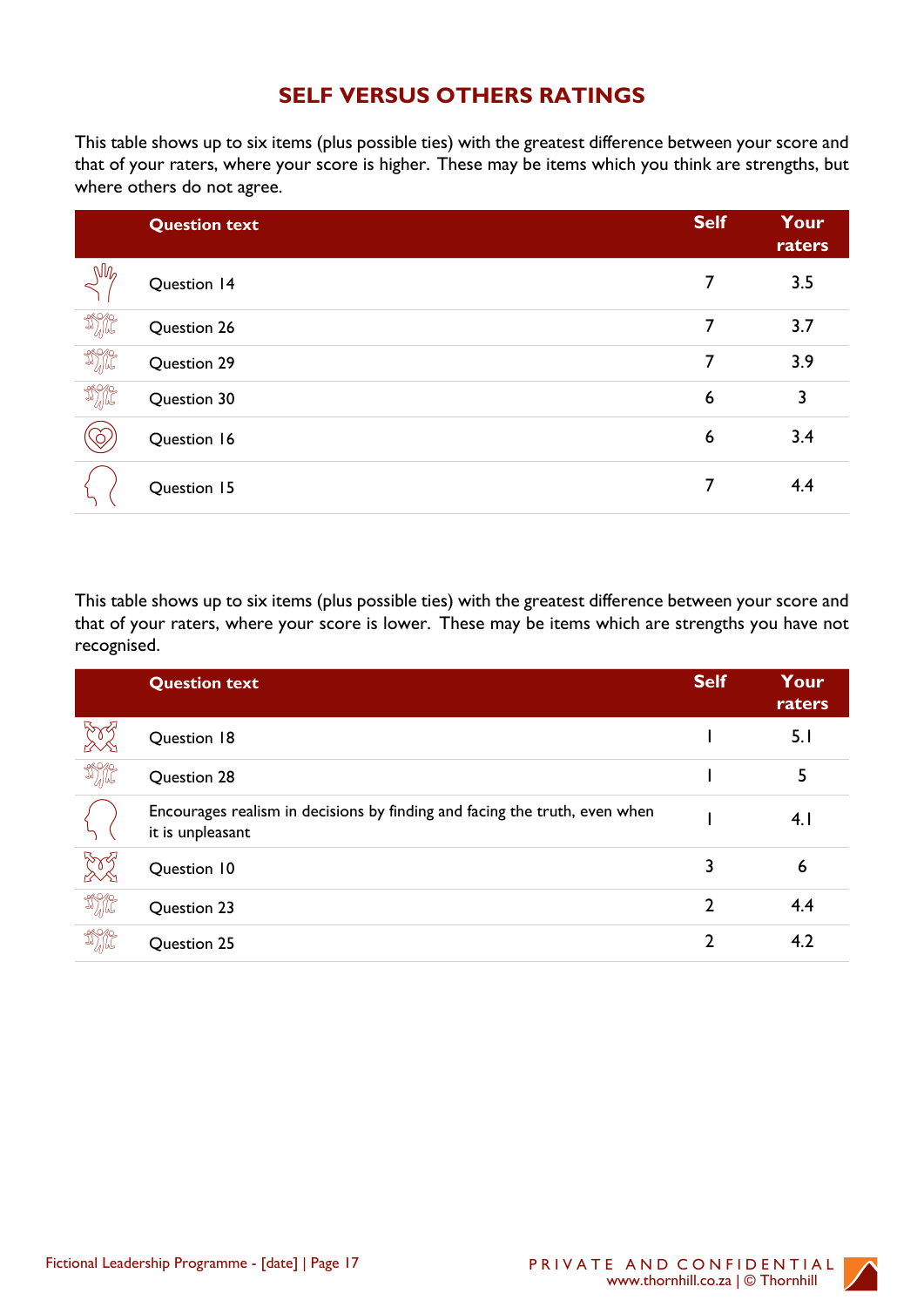## SELF VERSUS OTHERS RATINGS

This table shows up to six items (plus possible ties) with the greatest difference between your score and that of your raters, where your score is higher. These may be items which you think are strengths, but where others do not agree.

| | Question text | Self | Your raters |
|---|---|---|---|
| | Question 14 | 7 | 3.5 |
| | Question 26 | 7 | 3.7 |
| | Question 29 | 7 | 3.9 |
| | Question 30 | 6 | 3 |
| | Question 16 | 6 | 3.4 |
| | Question 15 | 7 | 4.4 |

This table shows up to six items (plus possible ties) with the greatest difference between your score and that of your raters, where your score is lower. These may be items which are strengths you have not recognised.

| | Question text | Self | Your raters |
|---|---|---|---|
| | Question 18 | 1 | 5.1 |
| | Question 28 | 1 | 5 |
| | Encourages realism in decisions by finding and facing the truth, even when it is unpleasant | 1 | 4.1 |
| | Question 10 | 3 | 6 |
| | Question 23 | 2 | 4.4 |
| | Question 25 | 2 | 4.2 |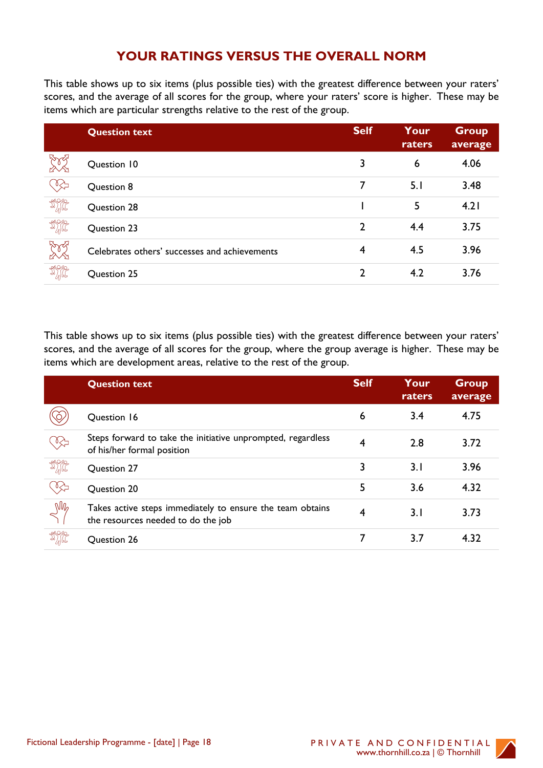## YOUR RATINGS VERSUS THE OVERALL NORM

This table shows up to six items (plus possible ties) with the greatest difference between your raters' scores, and the average of all scores for the group, where your raters' score is higher. These may be items which are particular strengths relative to the rest of the group.

| | Question text | Self | Your raters | Group average |
|---|---|---|---|---|
| | Question 10 | 3 | 6 | 4.06 |
| | Question 8 | 7 | 5.1 | 3.48 |
| | Question 28 | 1 | 5 | 4.21 |
| | Question 23 | 2 | 4.4 | 3.75 |
| | Celebrates others' successes and achievements | 4 | 4.5 | 3.96 |
| | Question 25 | 2 | 4.2 | 3.76 |

This table shows up to six items (plus possible ties) with the greatest difference between your raters' scores, and the average of all scores for the group, where the group average is higher. These may be items which are development areas, relative to the rest of the group.

| | Question text | Self | Your raters | Group average |
|---|---|---|---|---|
| | Question 16 | 6 | 3.4 | 4.75 |
| | Steps forward to take the initiative unprompted, regardless of his/her formal position | 4 | 2.8 | 3.72 |
| | Question 27 | 3 | 3.1 | 3.96 |
| | Question 20 | 5 | 3.6 | 4.32 |
| | Takes active steps immediately to ensure the team obtains the resources needed to do the job | 4 | 3.1 | 3.73 |
| | Question 26 | 7 | 3.7 | 4.32 |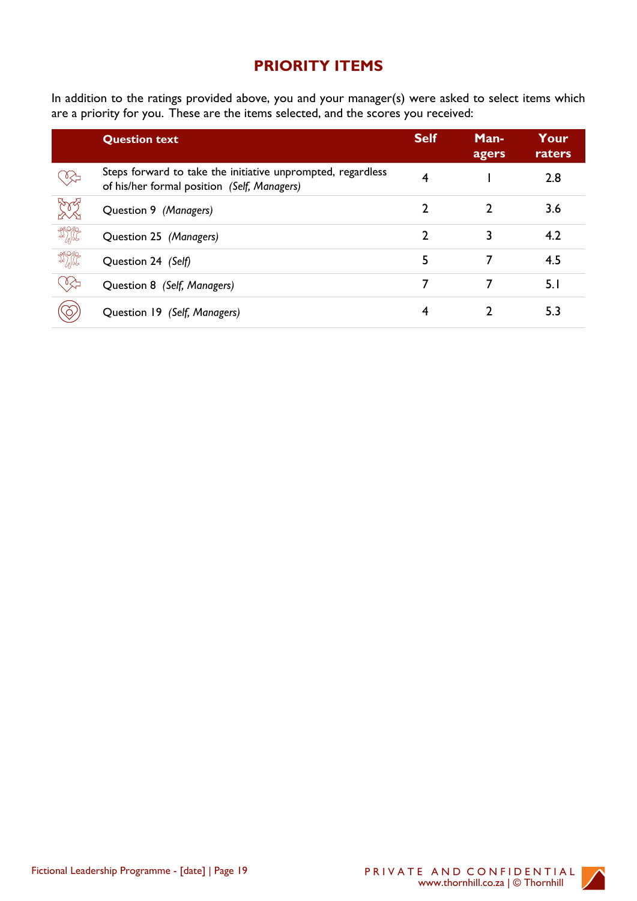## PRIORITY ITEMS

In addition to the ratings provided above, you and your manager(s) were asked to select items which are a priority for you. These are the items selected, and the scores you received:

| | Question text | Self | Man-agers | Your raters |
|---|---|---|---|---|
| | Steps forward to take the initiative unprompted, regardless of his/her formal position *(Self, Managers)* | 4 | 1 | 2.8 |
| | Question 9 *(Managers)* | 2 | 2 | 3.6 |
| | Question 25 *(Managers)* | 2 | 3 | 4.2 |
| | Question 24 *(Self)* | 5 | 7 | 4.5 |
| | Question 8 *(Self, Managers)* | 7 | 7 | 5.1 |
| | Question 19 *(Self, Managers)* | 4 | 2 | 5.3 |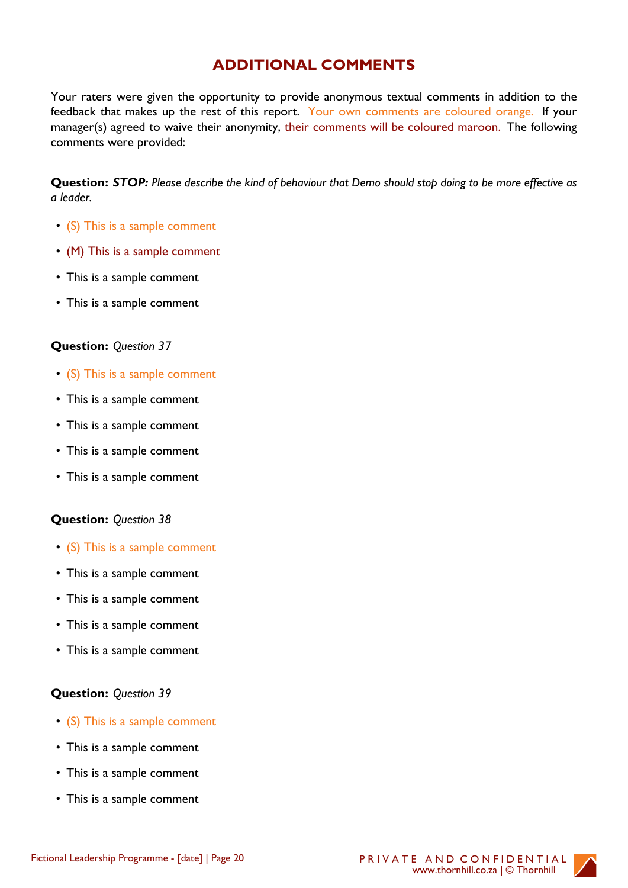# ADDITIONAL COMMENTS

Your raters were given the opportunity to provide anonymous textual comments in addition to the feedback that makes up the rest of this report. Your own comments are coloured orange. If your manager(s) agreed to waive their anonymity, their comments will be coloured maroon. The following comments were provided:

**Question:** ***STOP:*** *Please describe the kind of behaviour that Demo should stop doing to be more effective as a leader.*

- (S) This is a sample comment
- (M) This is a sample comment
- This is a sample comment
- This is a sample comment

**Question:** *Question 37*

- (S) This is a sample comment
- This is a sample comment
- This is a sample comment
- This is a sample comment
- This is a sample comment

**Question:** *Question 38*

- (S) This is a sample comment
- This is a sample comment
- This is a sample comment
- This is a sample comment
- This is a sample comment

**Question:** *Question 39*

- (S) This is a sample comment
- This is a sample comment
- This is a sample comment
- This is a sample comment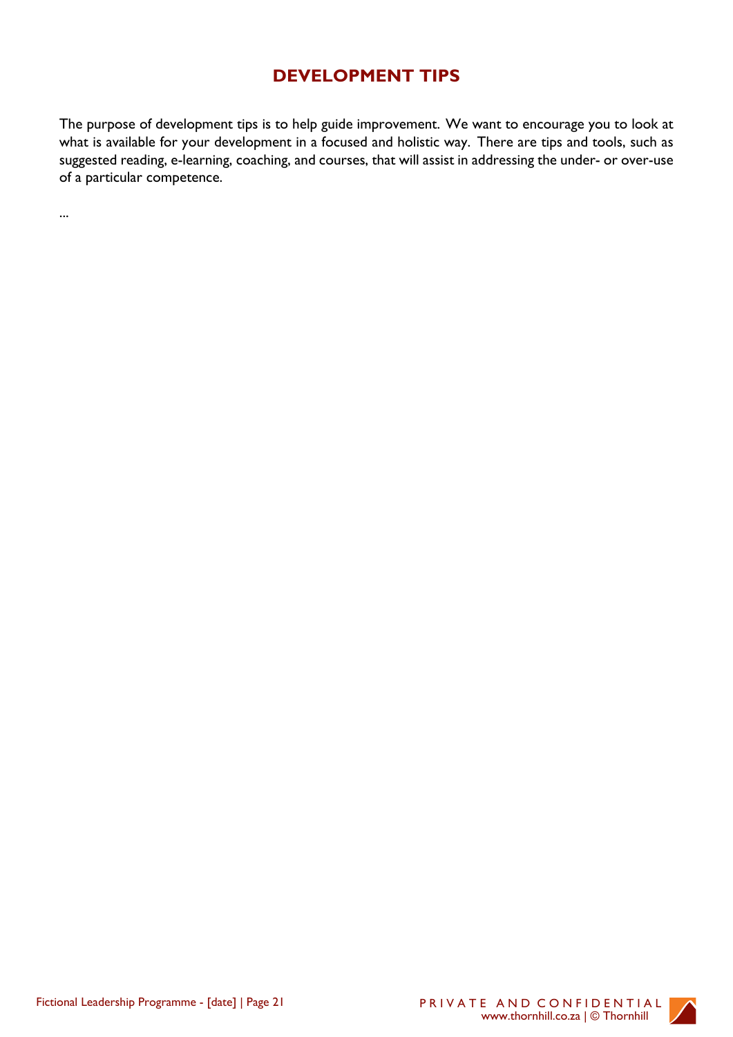# DEVELOPMENT TIPS

The purpose of development tips is to help guide improvement. We want to encourage you to look at what is available for your development in a focused and holistic way. There are tips and tools, such as suggested reading, e-learning, coaching, and courses, that will assist in addressing the under- or over-use of a particular competence.

...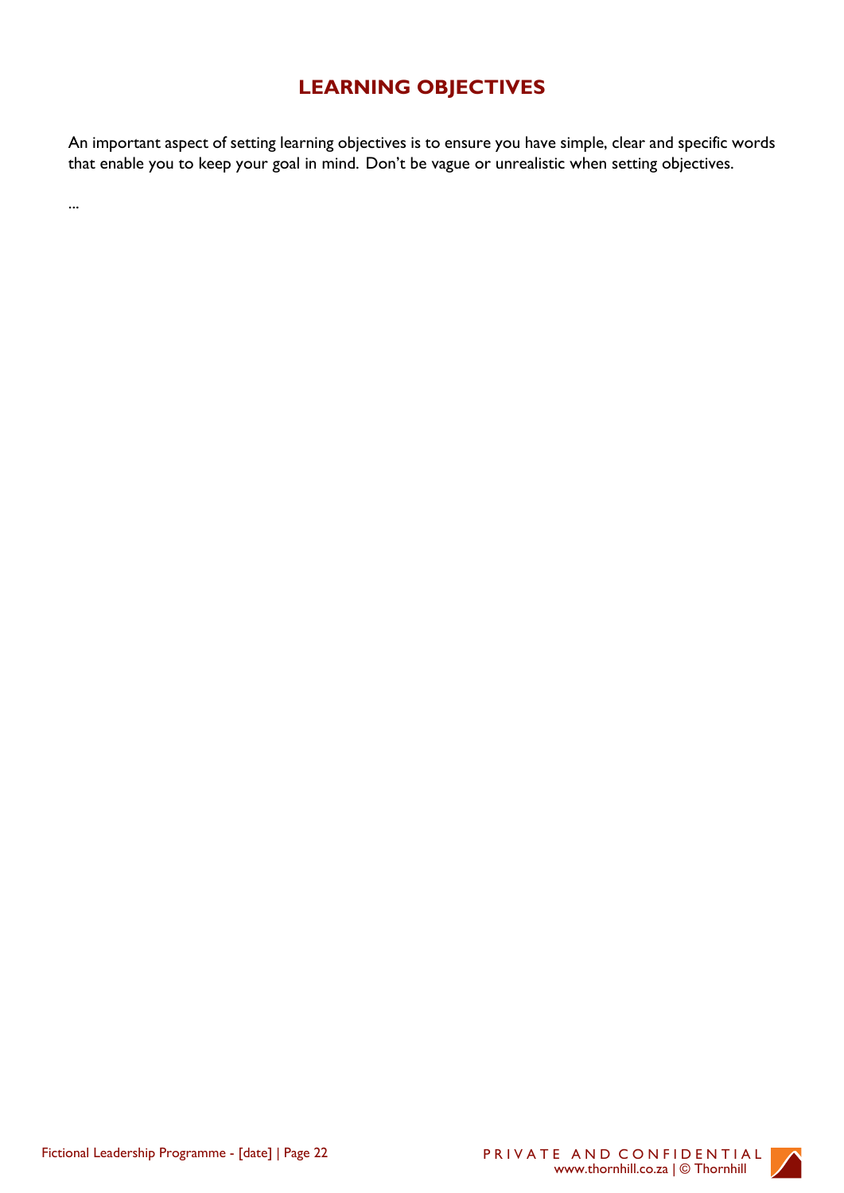# LEARNING OBJECTIVES

An important aspect of setting learning objectives is to ensure you have simple, clear and specific words that enable you to keep your goal in mind. Don't be vague or unrealistic when setting objectives.

...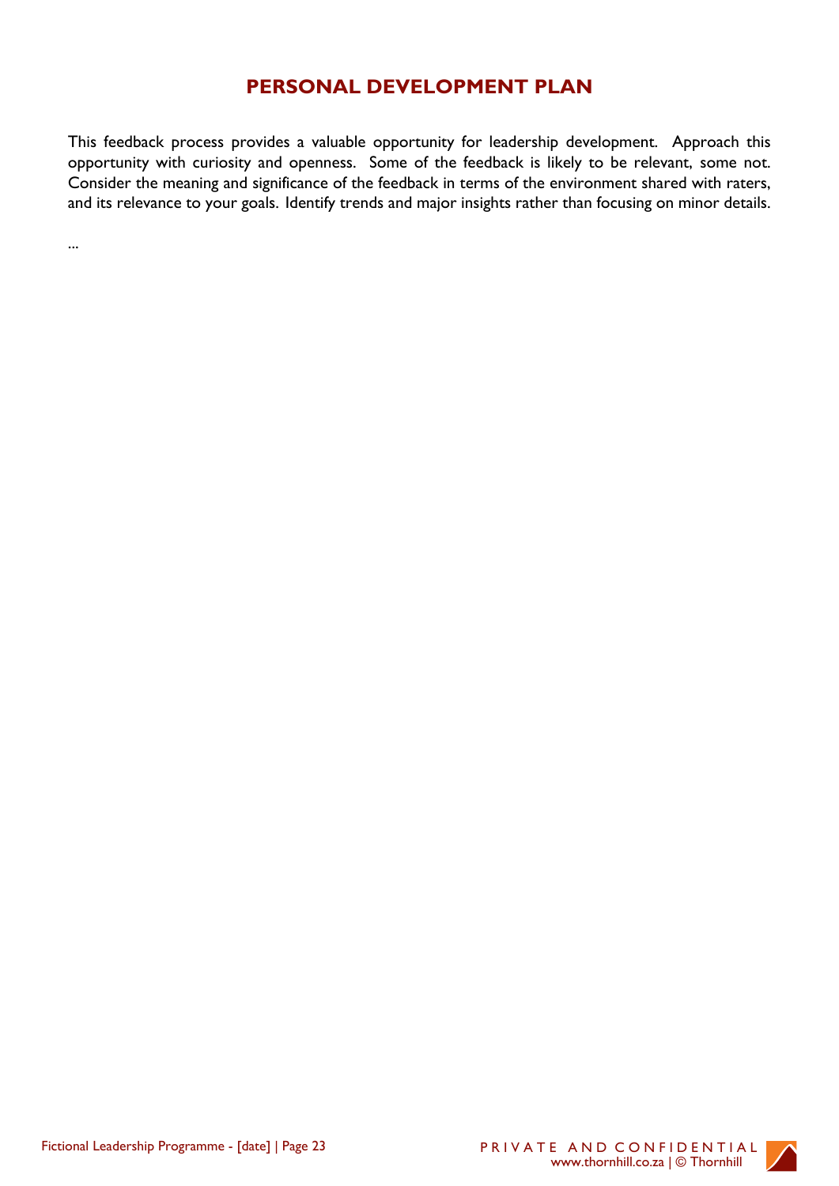# PERSONAL DEVELOPMENT PLAN

This feedback process provides a valuable opportunity for leadership development. Approach this opportunity with curiosity and openness. Some of the feedback is likely to be relevant, some not. Consider the meaning and significance of the feedback in terms of the environment shared with raters, and its relevance to your goals. Identify trends and major insights rather than focusing on minor details.

...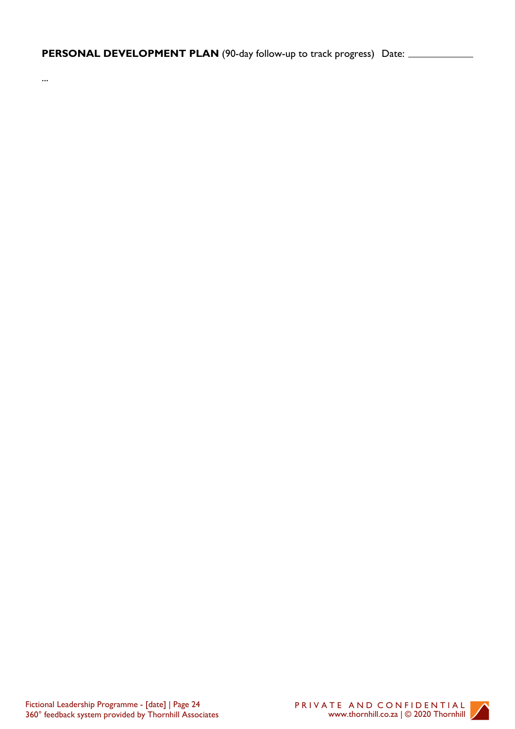**PERSONAL DEVELOPMENT PLAN** (90-day follow-up to track progress)   Date: ____________

...